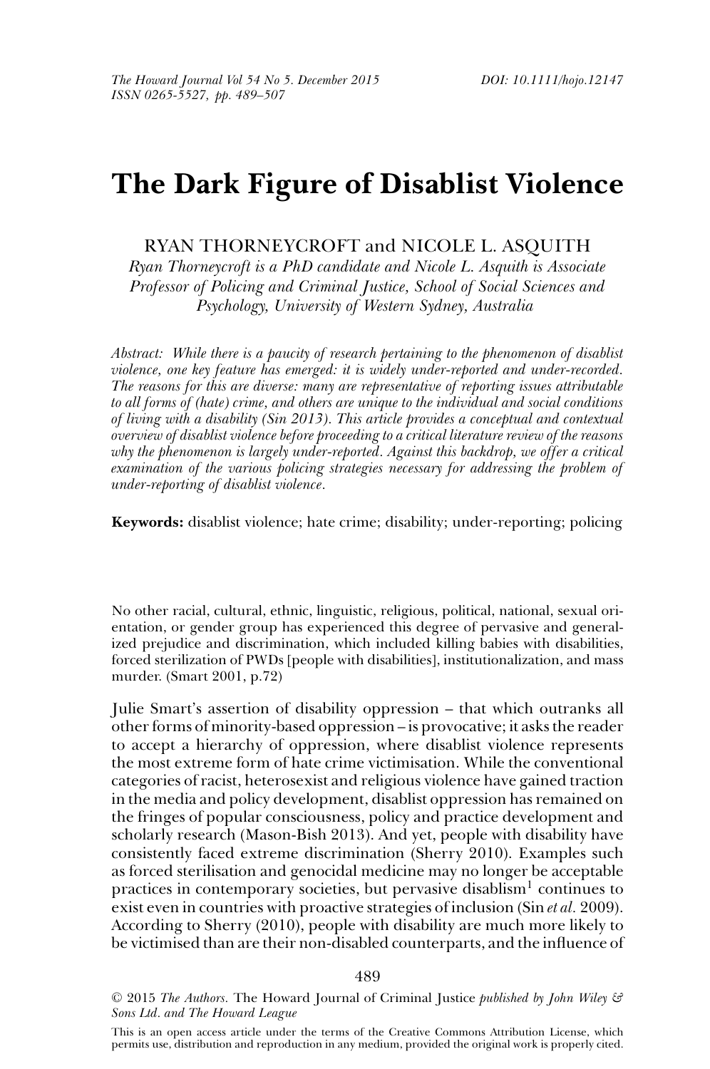# The Dark Figure of Disablist Violence

RYAN THORNEYCROFT and NICOLE L. ASQUITH

*Ryan Thorneycroft is a PhD candidate and Nicole L. Asquith is Associate Professor of Policing and Criminal Justice, School of Social Sciences and Psychology, University of Western Sydney, Australia*

*Abstract: While there is a paucity of research pertaining to the phenomenon of disablist violence, one key feature has emerged: it is widely under-reported and under-recorded. The reasons for this are diverse: many are representative of reporting issues attributable to all forms of (hate) crime, and others are unique to the individual and social conditions of living with a disability (Sin 2013). This article provides a conceptual and contextual overview of disablist violence before proceeding to a critical literature review of the reasons why the phenomenon is largely under-reported. Against this backdrop, we offer a critical examination of the various policing strategies necessary for addressing the problem of under-reporting of disablist violence.*

**Keywords:** disablist violence; hate crime; disability; under-reporting; policing

> No other racial, cultural, ethnic, linguistic, religious, political, national, sexual orientation, or gender group has experienced this degree of pervasive and generalized prejudice and discrimination, which included killing babies with disabilities, forced sterilization of PWDs [people with disabilities], institutionalization, and mass murder. (Smart 2001, p.72)

Julie Smart's assertion of disability oppression – that which outranks all other forms of minority-based oppression – is provocative; it asks the reader to accept a hierarchy of oppression, where disablist violence represents the most extreme form of hate crime victimisation. While the conventional categories of racist, heterosexist and religious violence have gained traction in the media and policy development, disablist oppression has remained on the fringes of popular consciousness, policy and practice development and scholarly research (Mason-Bish 2013). And yet, people with disability have consistently faced extreme discrimination (Sherry 2010). Examples such as forced sterilisation and genocidal medicine may no longer be acceptable practices in contemporary societies, but pervasive disablism[1] continues to exist even in countries with proactive strategies of inclusion (Sin *et al.* 2009). According to Sherry (2010), people with disability are much more likely to be victimised than are their non-disabled counterparts, and the influence of

© 2015 *The Authors.* The Howard Journal of Criminal Justice *published by John Wiley & Sons Ltd. and The Howard League*

This is an open access article under the terms of the Creative Commons Attribution License, which permits use, distribution and reproduction in any medium, provided the original work is properly cited.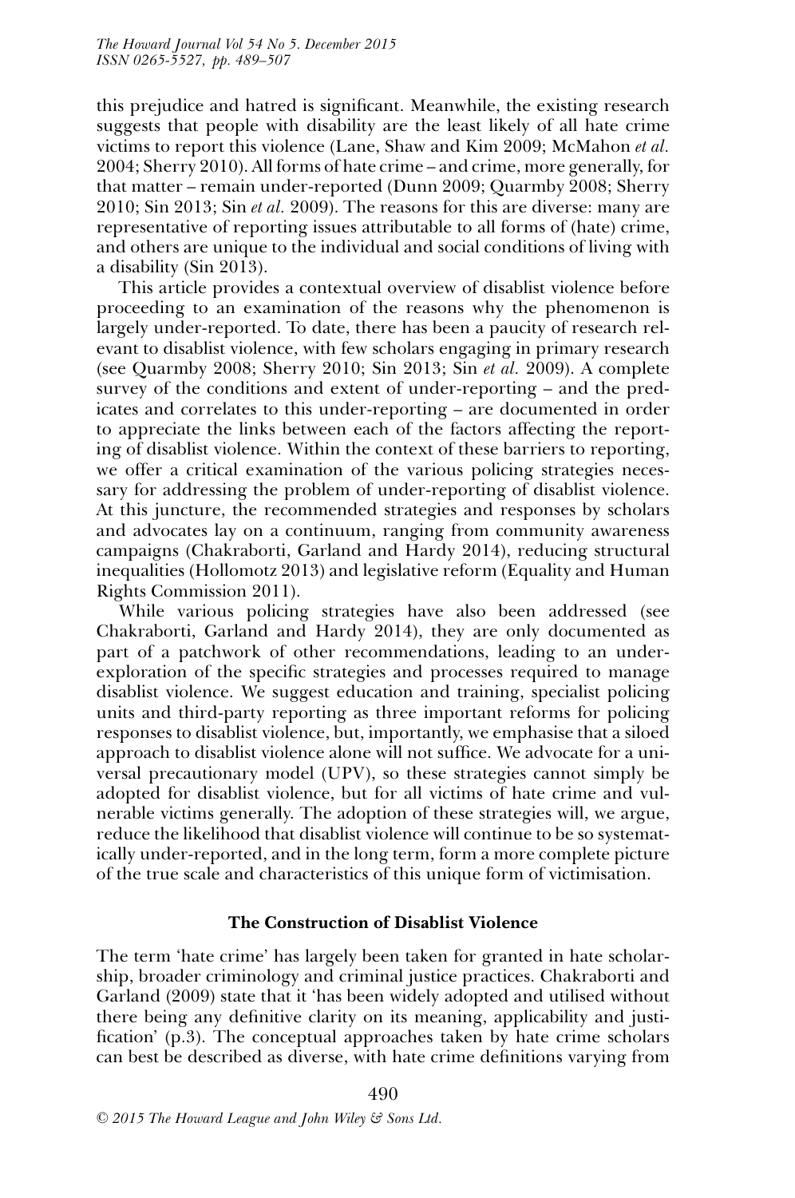this prejudice and hatred is significant. Meanwhile, the existing research suggests that people with disability are the least likely of all hate crime victims to report this violence (Lane, Shaw and Kim 2009; McMahon *et al.* 2004; Sherry 2010). All forms of hate crime – and crime, more generally, for that matter – remain under-reported (Dunn 2009; Quarmby 2008; Sherry 2010; Sin 2013; Sin *et al.* 2009). The reasons for this are diverse: many are representative of reporting issues attributable to all forms of (hate) crime, and others are unique to the individual and social conditions of living with a disability (Sin 2013).

This article provides a contextual overview of disablist violence before proceeding to an examination of the reasons why the phenomenon is largely under-reported. To date, there has been a paucity of research relevant to disablist violence, with few scholars engaging in primary research (see Quarmby 2008; Sherry 2010; Sin 2013; Sin *et al.* 2009). A complete survey of the conditions and extent of under-reporting – and the predicates and correlates to this under-reporting – are documented in order to appreciate the links between each of the factors affecting the reporting of disablist violence. Within the context of these barriers to reporting, we offer a critical examination of the various policing strategies necessary for addressing the problem of under-reporting of disablist violence. At this juncture, the recommended strategies and responses by scholars and advocates lay on a continuum, ranging from community awareness campaigns (Chakraborti, Garland and Hardy 2014), reducing structural inequalities (Hollomotz 2013) and legislative reform (Equality and Human Rights Commission 2011).

While various policing strategies have also been addressed (see Chakraborti, Garland and Hardy 2014), they are only documented as part of a patchwork of other recommendations, leading to an under-exploration of the specific strategies and processes required to manage disablist violence. We suggest education and training, specialist policing units and third-party reporting as three important reforms for policing responses to disablist violence, but, importantly, we emphasise that a siloed approach to disablist violence alone will not suffice. We advocate for a universal precautionary model (UPV), so these strategies cannot simply be adopted for disablist violence, but for all victims of hate crime and vulnerable victims generally. The adoption of these strategies will, we argue, reduce the likelihood that disablist violence will continue to be so systematically under-reported, and in the long term, form a more complete picture of the true scale and characteristics of this unique form of victimisation.

## The Construction of Disablist Violence

The term 'hate crime' has largely been taken for granted in hate scholarship, broader criminology and criminal justice practices. Chakraborti and Garland (2009) state that it 'has been widely adopted and utilised without there being any definitive clarity on its meaning, applicability and justification' (p.3). The conceptual approaches taken by hate crime scholars can best be described as diverse, with hate crime definitions varying from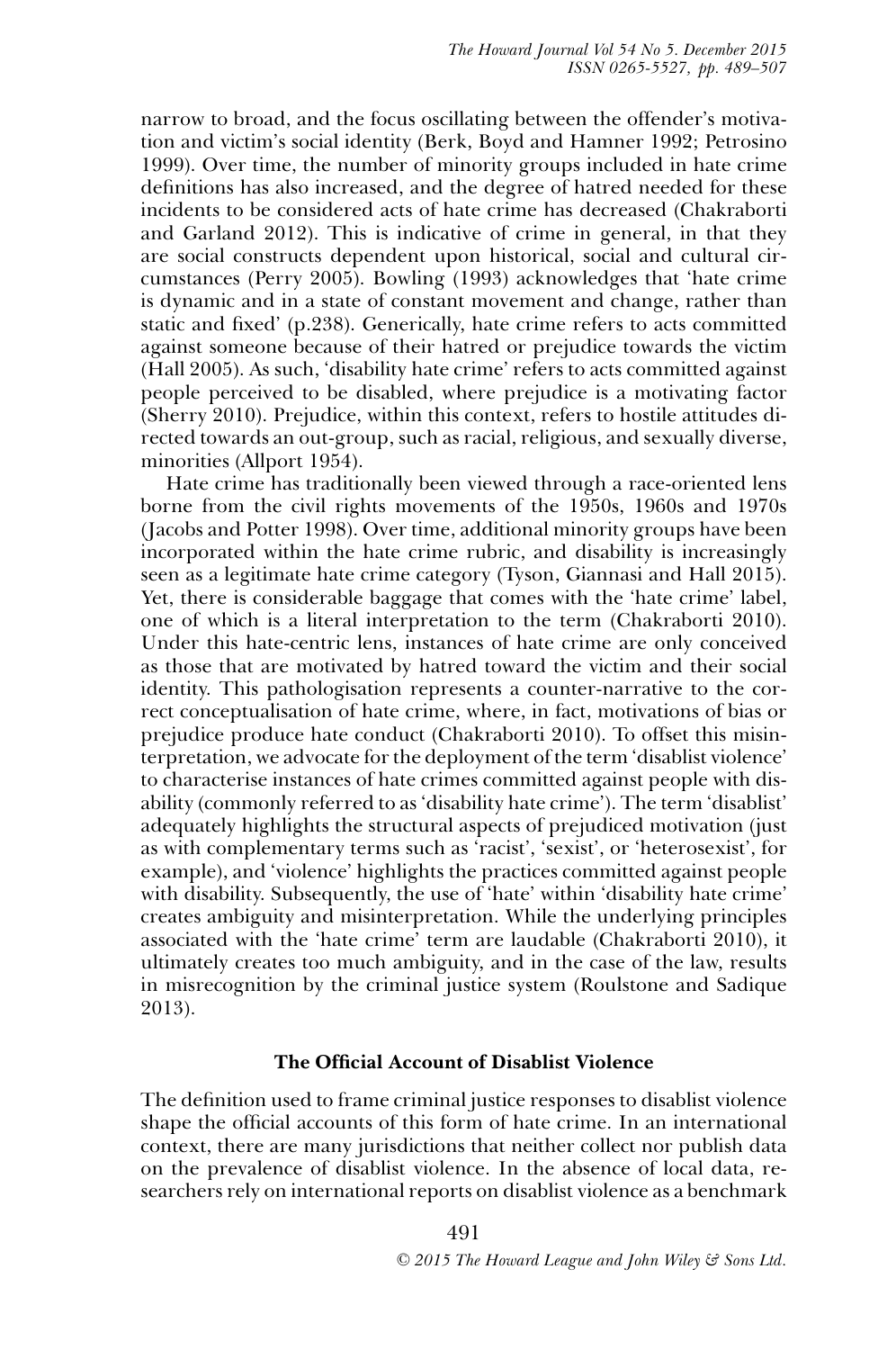narrow to broad, and the focus oscillating between the offender's motivation and victim's social identity (Berk, Boyd and Hamner 1992; Petrosino 1999). Over time, the number of minority groups included in hate crime definitions has also increased, and the degree of hatred needed for these incidents to be considered acts of hate crime has decreased (Chakraborti and Garland 2012). This is indicative of crime in general, in that they are social constructs dependent upon historical, social and cultural circumstances (Perry 2005). Bowling (1993) acknowledges that 'hate crime is dynamic and in a state of constant movement and change, rather than static and fixed' (p.238). Generically, hate crime refers to acts committed against someone because of their hatred or prejudice towards the victim (Hall 2005). As such, 'disability hate crime' refers to acts committed against people perceived to be disabled, where prejudice is a motivating factor (Sherry 2010). Prejudice, within this context, refers to hostile attitudes directed towards an out-group, such as racial, religious, and sexually diverse, minorities (Allport 1954).

Hate crime has traditionally been viewed through a race-oriented lens borne from the civil rights movements of the 1950s, 1960s and 1970s (Jacobs and Potter 1998). Over time, additional minority groups have been incorporated within the hate crime rubric, and disability is increasingly seen as a legitimate hate crime category (Tyson, Giannasi and Hall 2015). Yet, there is considerable baggage that comes with the 'hate crime' label, one of which is a literal interpretation to the term (Chakraborti 2010). Under this hate-centric lens, instances of hate crime are only conceived as those that are motivated by hatred toward the victim and their social identity. This pathologisation represents a counter-narrative to the correct conceptualisation of hate crime, where, in fact, motivations of bias or prejudice produce hate conduct (Chakraborti 2010). To offset this misinterpretation, we advocate for the deployment of the term 'disablist violence' to characterise instances of hate crimes committed against people with disability (commonly referred to as 'disability hate crime'). The term 'disablist' adequately highlights the structural aspects of prejudiced motivation (just as with complementary terms such as 'racist', 'sexist', or 'heterosexist', for example), and 'violence' highlights the practices committed against people with disability. Subsequently, the use of 'hate' within 'disability hate crime' creates ambiguity and misinterpretation. While the underlying principles associated with the 'hate crime' term are laudable (Chakraborti 2010), it ultimately creates too much ambiguity, and in the case of the law, results in misrecognition by the criminal justice system (Roulstone and Sadique 2013).

## The Official Account of Disablist Violence

The definition used to frame criminal justice responses to disablist violence shape the official accounts of this form of hate crime. In an international context, there are many jurisdictions that neither collect nor publish data on the prevalence of disablist violence. In the absence of local data, researchers rely on international reports on disablist violence as a benchmark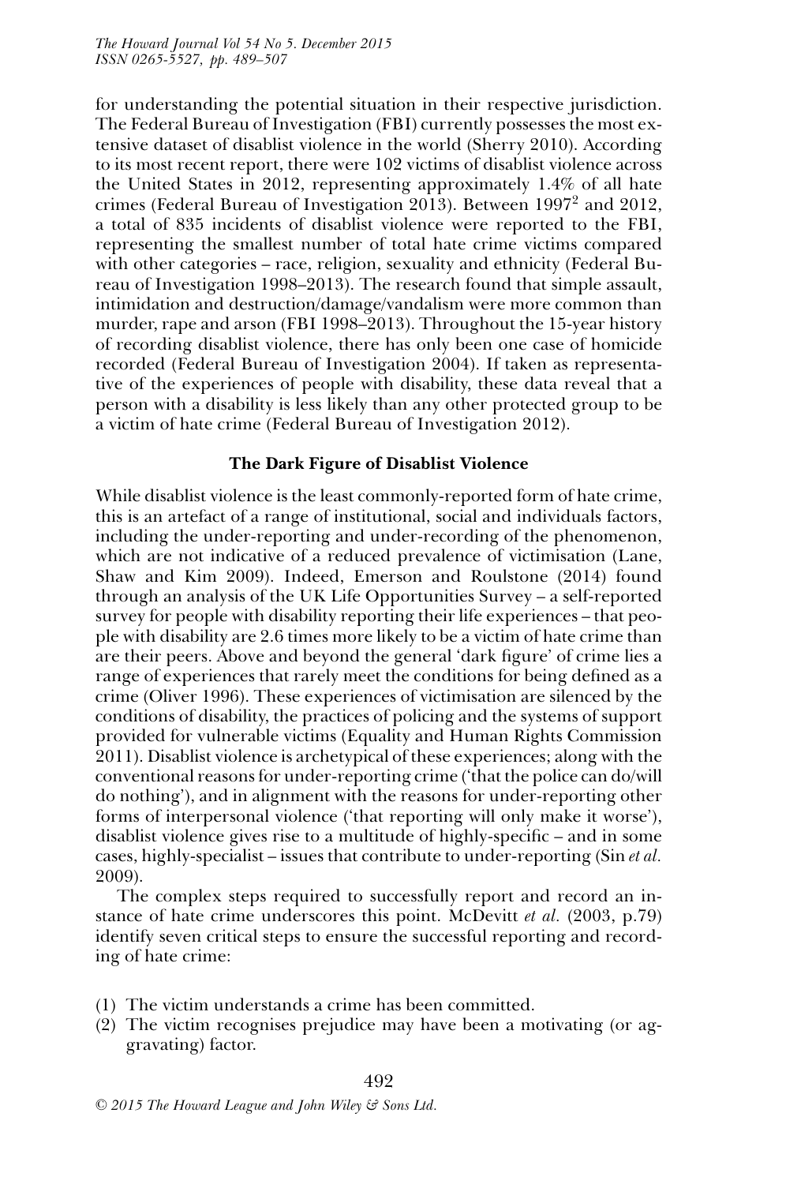for understanding the potential situation in their respective jurisdiction. The Federal Bureau of Investigation (FBI) currently possesses the most extensive dataset of disablist violence in the world (Sherry 2010). According to its most recent report, there were 102 victims of disablist violence across the United States in 2012, representing approximately 1.4% of all hate crimes (Federal Bureau of Investigation 2013). Between 1997[2] and 2012, a total of 835 incidents of disablist violence were reported to the FBI, representing the smallest number of total hate crime victims compared with other categories – race, religion, sexuality and ethnicity (Federal Bureau of Investigation 1998–2013). The research found that simple assault, intimidation and destruction/damage/vandalism were more common than murder, rape and arson (FBI 1998–2013). Throughout the 15-year history of recording disablist violence, there has only been one case of homicide recorded (Federal Bureau of Investigation 2004). If taken as representative of the experiences of people with disability, these data reveal that a person with a disability is less likely than any other protected group to be a victim of hate crime (Federal Bureau of Investigation 2012).

## The Dark Figure of Disablist Violence

While disablist violence is the least commonly-reported form of hate crime, this is an artefact of a range of institutional, social and individuals factors, including the under-reporting and under-recording of the phenomenon, which are not indicative of a reduced prevalence of victimisation (Lane, Shaw and Kim 2009). Indeed, Emerson and Roulstone (2014) found through an analysis of the UK Life Opportunities Survey – a self-reported survey for people with disability reporting their life experiences – that people with disability are 2.6 times more likely to be a victim of hate crime than are their peers. Above and beyond the general 'dark figure' of crime lies a range of experiences that rarely meet the conditions for being defined as a crime (Oliver 1996). These experiences of victimisation are silenced by the conditions of disability, the practices of policing and the systems of support provided for vulnerable victims (Equality and Human Rights Commission 2011). Disablist violence is archetypical of these experiences; along with the conventional reasons for under-reporting crime ('that the police can do/will do nothing'), and in alignment with the reasons for under-reporting other forms of interpersonal violence ('that reporting will only make it worse'), disablist violence gives rise to a multitude of highly-specific – and in some cases, highly-specialist – issues that contribute to under-reporting (Sin *et al.* 2009).

The complex steps required to successfully report and record an instance of hate crime underscores this point. McDevitt *et al.* (2003, p.79) identify seven critical steps to ensure the successful reporting and recording of hate crime:

(1) The victim understands a crime has been committed.
(2) The victim recognises prejudice may have been a motivating (or aggravating) factor.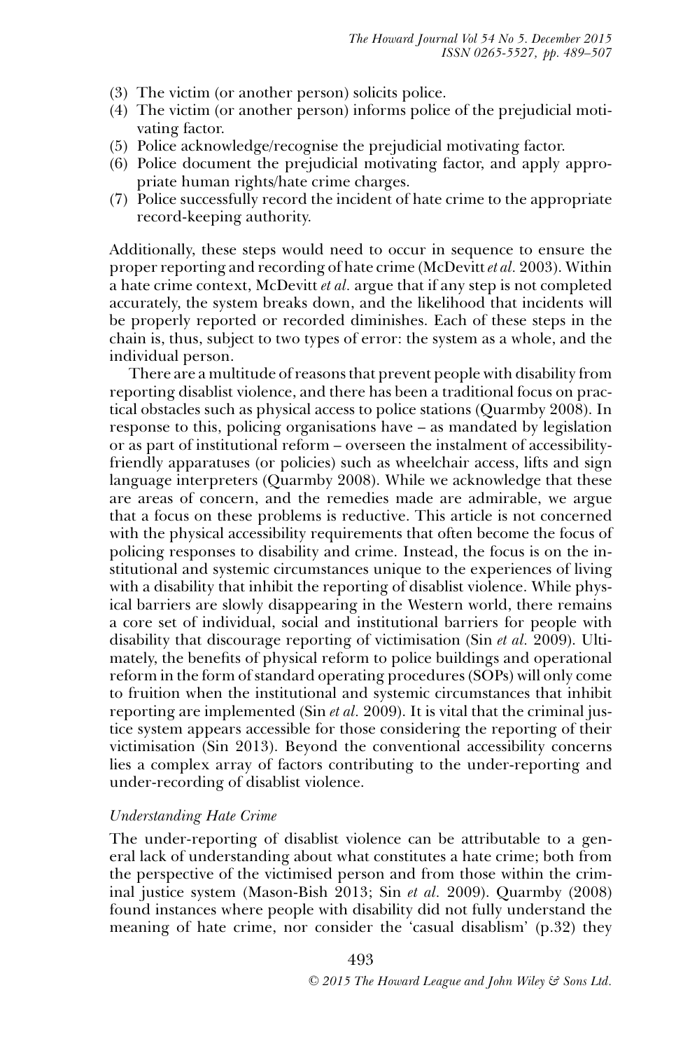(3) The victim (or another person) solicits police.
(4) The victim (or another person) informs police of the prejudicial motivating factor.
(5) Police acknowledge/recognise the prejudicial motivating factor.
(6) Police document the prejudicial motivating factor, and apply appropriate human rights/hate crime charges.
(7) Police successfully record the incident of hate crime to the appropriate record-keeping authority.

Additionally, these steps would need to occur in sequence to ensure the proper reporting and recording of hate crime (McDevitt *et al.* 2003). Within a hate crime context, McDevitt *et al.* argue that if any step is not completed accurately, the system breaks down, and the likelihood that incidents will be properly reported or recorded diminishes. Each of these steps in the chain is, thus, subject to two types of error: the system as a whole, and the individual person.

There are a multitude of reasons that prevent people with disability from reporting disablist violence, and there has been a traditional focus on practical obstacles such as physical access to police stations (Quarmby 2008). In response to this, policing organisations have – as mandated by legislation or as part of institutional reform – overseen the instalment of accessibility-friendly apparatuses (or policies) such as wheelchair access, lifts and sign language interpreters (Quarmby 2008). While we acknowledge that these are areas of concern, and the remedies made are admirable, we argue that a focus on these problems is reductive. This article is not concerned with the physical accessibility requirements that often become the focus of policing responses to disability and crime. Instead, the focus is on the institutional and systemic circumstances unique to the experiences of living with a disability that inhibit the reporting of disablist violence. While physical barriers are slowly disappearing in the Western world, there remains a core set of individual, social and institutional barriers for people with disability that discourage reporting of victimisation (Sin *et al.* 2009). Ultimately, the benefits of physical reform to police buildings and operational reform in the form of standard operating procedures (SOPs) will only come to fruition when the institutional and systemic circumstances that inhibit reporting are implemented (Sin *et al.* 2009). It is vital that the criminal justice system appears accessible for those considering the reporting of their victimisation (Sin 2013). Beyond the conventional accessibility concerns lies a complex array of factors contributing to the under-reporting and under-recording of disablist violence.

### *Understanding Hate Crime*

The under-reporting of disablist violence can be attributable to a general lack of understanding about what constitutes a hate crime; both from the perspective of the victimised person and from those within the criminal justice system (Mason-Bish 2013; Sin *et al.* 2009). Quarmby (2008) found instances where people with disability did not fully understand the meaning of hate crime, nor consider the 'casual disablism' (p.32) they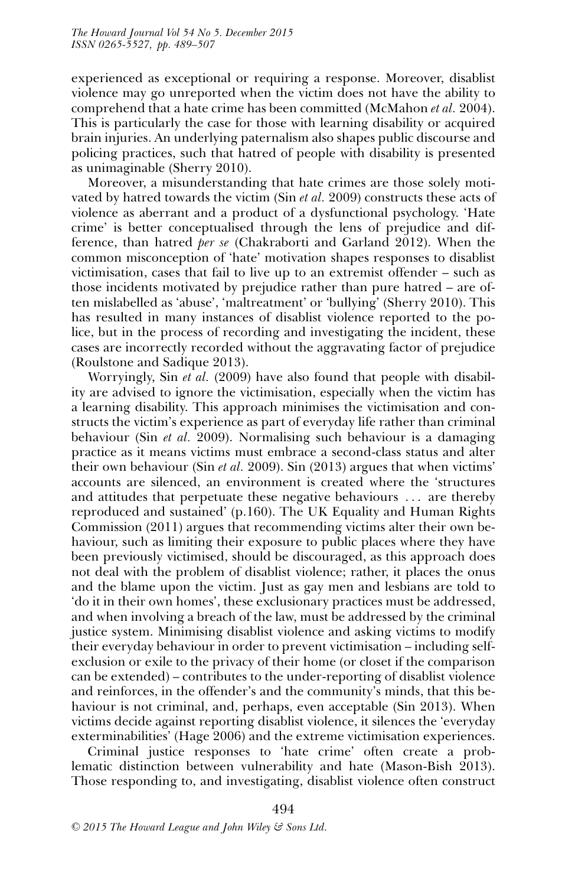experienced as exceptional or requiring a response. Moreover, disablist violence may go unreported when the victim does not have the ability to comprehend that a hate crime has been committed (McMahon *et al.* 2004). This is particularly the case for those with learning disability or acquired brain injuries. An underlying paternalism also shapes public discourse and policing practices, such that hatred of people with disability is presented as unimaginable (Sherry 2010).

Moreover, a misunderstanding that hate crimes are those solely motivated by hatred towards the victim (Sin *et al.* 2009) constructs these acts of violence as aberrant and a product of a dysfunctional psychology. 'Hate crime' is better conceptualised through the lens of prejudice and difference, than hatred *per se* (Chakraborti and Garland 2012). When the common misconception of 'hate' motivation shapes responses to disablist victimisation, cases that fail to live up to an extremist offender – such as those incidents motivated by prejudice rather than pure hatred – are often mislabelled as 'abuse', 'maltreatment' or 'bullying' (Sherry 2010). This has resulted in many instances of disablist violence reported to the police, but in the process of recording and investigating the incident, these cases are incorrectly recorded without the aggravating factor of prejudice (Roulstone and Sadique 2013).

Worryingly, Sin *et al.* (2009) have also found that people with disability are advised to ignore the victimisation, especially when the victim has a learning disability. This approach minimises the victimisation and constructs the victim's experience as part of everyday life rather than criminal behaviour (Sin *et al.* 2009). Normalising such behaviour is a damaging practice as it means victims must embrace a second-class status and alter their own behaviour (Sin *et al.* 2009). Sin (2013) argues that when victims' accounts are silenced, an environment is created where the 'structures and attitudes that perpetuate these negative behaviours . . . are thereby reproduced and sustained' (p.160). The UK Equality and Human Rights Commission (2011) argues that recommending victims alter their own behaviour, such as limiting their exposure to public places where they have been previously victimised, should be discouraged, as this approach does not deal with the problem of disablist violence; rather, it places the onus and the blame upon the victim. Just as gay men and lesbians are told to 'do it in their own homes', these exclusionary practices must be addressed, and when involving a breach of the law, must be addressed by the criminal justice system. Minimising disablist violence and asking victims to modify their everyday behaviour in order to prevent victimisation – including self-exclusion or exile to the privacy of their home (or closet if the comparison can be extended) – contributes to the under-reporting of disablist violence and reinforces, in the offender's and the community's minds, that this behaviour is not criminal, and, perhaps, even acceptable (Sin 2013). When victims decide against reporting disablist violence, it silences the 'everyday exterminabilities' (Hage 2006) and the extreme victimisation experiences.

Criminal justice responses to 'hate crime' often create a problematic distinction between vulnerability and hate (Mason-Bish 2013). Those responding to, and investigating, disablist violence often construct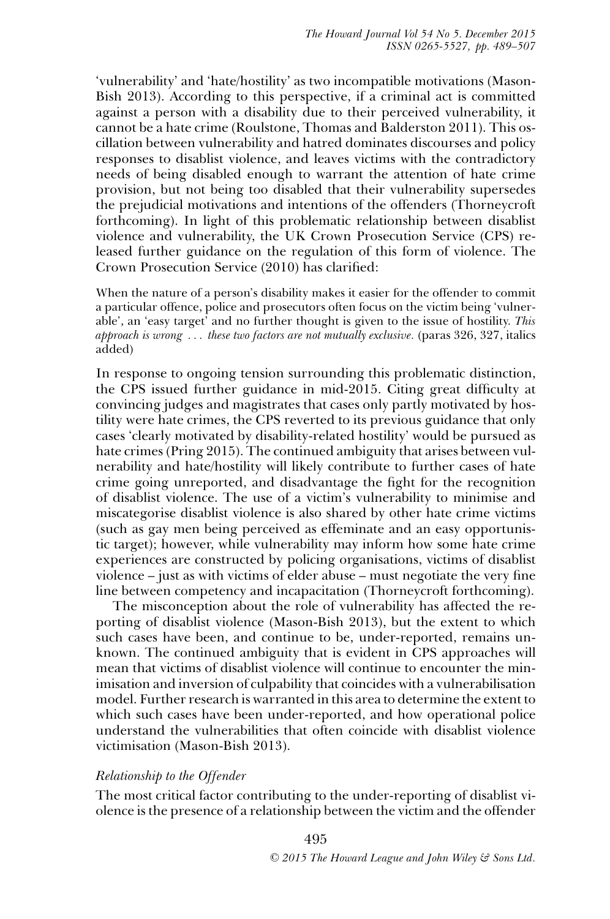'vulnerability' and 'hate/hostility' as two incompatible motivations (Mason-Bish 2013). According to this perspective, if a criminal act is committed against a person with a disability due to their perceived vulnerability, it cannot be a hate crime (Roulstone, Thomas and Balderston 2011). This oscillation between vulnerability and hatred dominates discourses and policy responses to disablist violence, and leaves victims with the contradictory needs of being disabled enough to warrant the attention of hate crime provision, but not being too disabled that their vulnerability supersedes the prejudicial motivations and intentions of the offenders (Thorneycroft forthcoming). In light of this problematic relationship between disablist violence and vulnerability, the UK Crown Prosecution Service (CPS) released further guidance on the regulation of this form of violence. The Crown Prosecution Service (2010) has clarified:

> When the nature of a person's disability makes it easier for the offender to commit a particular offence, police and prosecutors often focus on the victim being 'vulnerable', an 'easy target' and no further thought is given to the issue of hostility. *This approach is wrong . . . these two factors are not mutually exclusive*. (paras 326, 327, italics added)

In response to ongoing tension surrounding this problematic distinction, the CPS issued further guidance in mid-2015. Citing great difficulty at convincing judges and magistrates that cases only partly motivated by hostility were hate crimes, the CPS reverted to its previous guidance that only cases 'clearly motivated by disability-related hostility' would be pursued as hate crimes (Pring 2015). The continued ambiguity that arises between vulnerability and hate/hostility will likely contribute to further cases of hate crime going unreported, and disadvantage the fight for the recognition of disablist violence. The use of a victim's vulnerability to minimise and miscategorise disablist violence is also shared by other hate crime victims (such as gay men being perceived as effeminate and an easy opportunistic target); however, while vulnerability may inform how some hate crime experiences are constructed by policing organisations, victims of disablist violence – just as with victims of elder abuse – must negotiate the very fine line between competency and incapacitation (Thorneycroft forthcoming).

The misconception about the role of vulnerability has affected the reporting of disablist violence (Mason-Bish 2013), but the extent to which such cases have been, and continue to be, under-reported, remains unknown. The continued ambiguity that is evident in CPS approaches will mean that victims of disablist violence will continue to encounter the minimisation and inversion of culpability that coincides with a vulnerabilisation model. Further research is warranted in this area to determine the extent to which such cases have been under-reported, and how operational police understand the vulnerabilities that often coincide with disablist violence victimisation (Mason-Bish 2013).

### *Relationship to the Offender*

The most critical factor contributing to the under-reporting of disablist violence is the presence of a relationship between the victim and the offender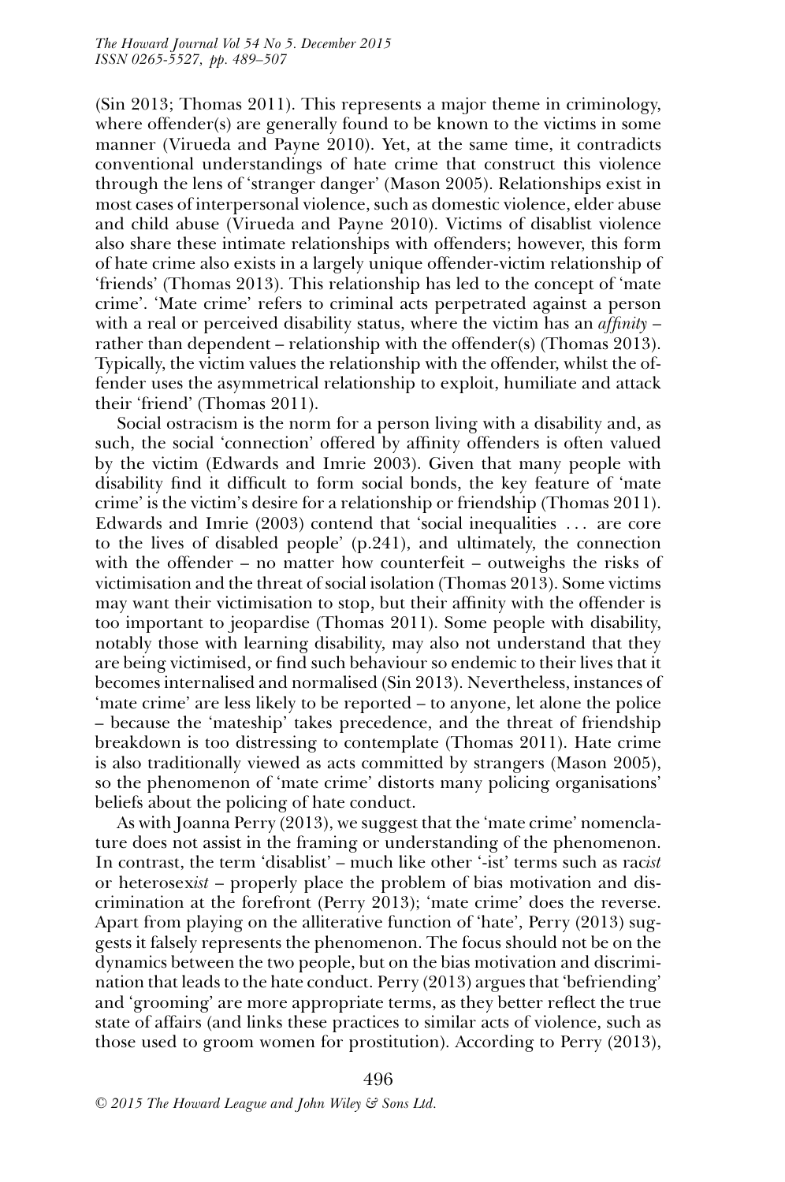(Sin 2013; Thomas 2011). This represents a major theme in criminology, where offender(s) are generally found to be known to the victims in some manner (Virueda and Payne 2010). Yet, at the same time, it contradicts conventional understandings of hate crime that construct this violence through the lens of 'stranger danger' (Mason 2005). Relationships exist in most cases of interpersonal violence, such as domestic violence, elder abuse and child abuse (Virueda and Payne 2010). Victims of disablist violence also share these intimate relationships with offenders; however, this form of hate crime also exists in a largely unique offender-victim relationship of 'friends' (Thomas 2013). This relationship has led to the concept of 'mate crime'. 'Mate crime' refers to criminal acts perpetrated against a person with a real or perceived disability status, where the victim has an *affinity* – rather than dependent – relationship with the offender(s) (Thomas 2013). Typically, the victim values the relationship with the offender, whilst the offender uses the asymmetrical relationship to exploit, humiliate and attack their 'friend' (Thomas 2011).

Social ostracism is the norm for a person living with a disability and, as such, the social 'connection' offered by affinity offenders is often valued by the victim (Edwards and Imrie 2003). Given that many people with disability find it difficult to form social bonds, the key feature of 'mate crime' is the victim's desire for a relationship or friendship (Thomas 2011). Edwards and Imrie (2003) contend that 'social inequalities ... are core to the lives of disabled people' (p.241), and ultimately, the connection with the offender – no matter how counterfeit – outweighs the risks of victimisation and the threat of social isolation (Thomas 2013). Some victims may want their victimisation to stop, but their affinity with the offender is too important to jeopardise (Thomas 2011). Some people with disability, notably those with learning disability, may also not understand that they are being victimised, or find such behaviour so endemic to their lives that it becomes internalised and normalised (Sin 2013). Nevertheless, instances of 'mate crime' are less likely to be reported – to anyone, let alone the police – because the 'mateship' takes precedence, and the threat of friendship breakdown is too distressing to contemplate (Thomas 2011). Hate crime is also traditionally viewed as acts committed by strangers (Mason 2005), so the phenomenon of 'mate crime' distorts many policing organisations' beliefs about the policing of hate conduct.

As with Joanna Perry (2013), we suggest that the 'mate crime' nomenclature does not assist in the framing or understanding of the phenomenon. In contrast, the term 'disablist' – much like other '-ist' terms such as rac*ist* or heterosex*ist* – properly place the problem of bias motivation and discrimination at the forefront (Perry 2013); 'mate crime' does the reverse. Apart from playing on the alliterative function of 'hate', Perry (2013) suggests it falsely represents the phenomenon. The focus should not be on the dynamics between the two people, but on the bias motivation and discrimination that leads to the hate conduct. Perry (2013) argues that 'befriending' and 'grooming' are more appropriate terms, as they better reflect the true state of affairs (and links these practices to similar acts of violence, such as those used to groom women for prostitution). According to Perry (2013),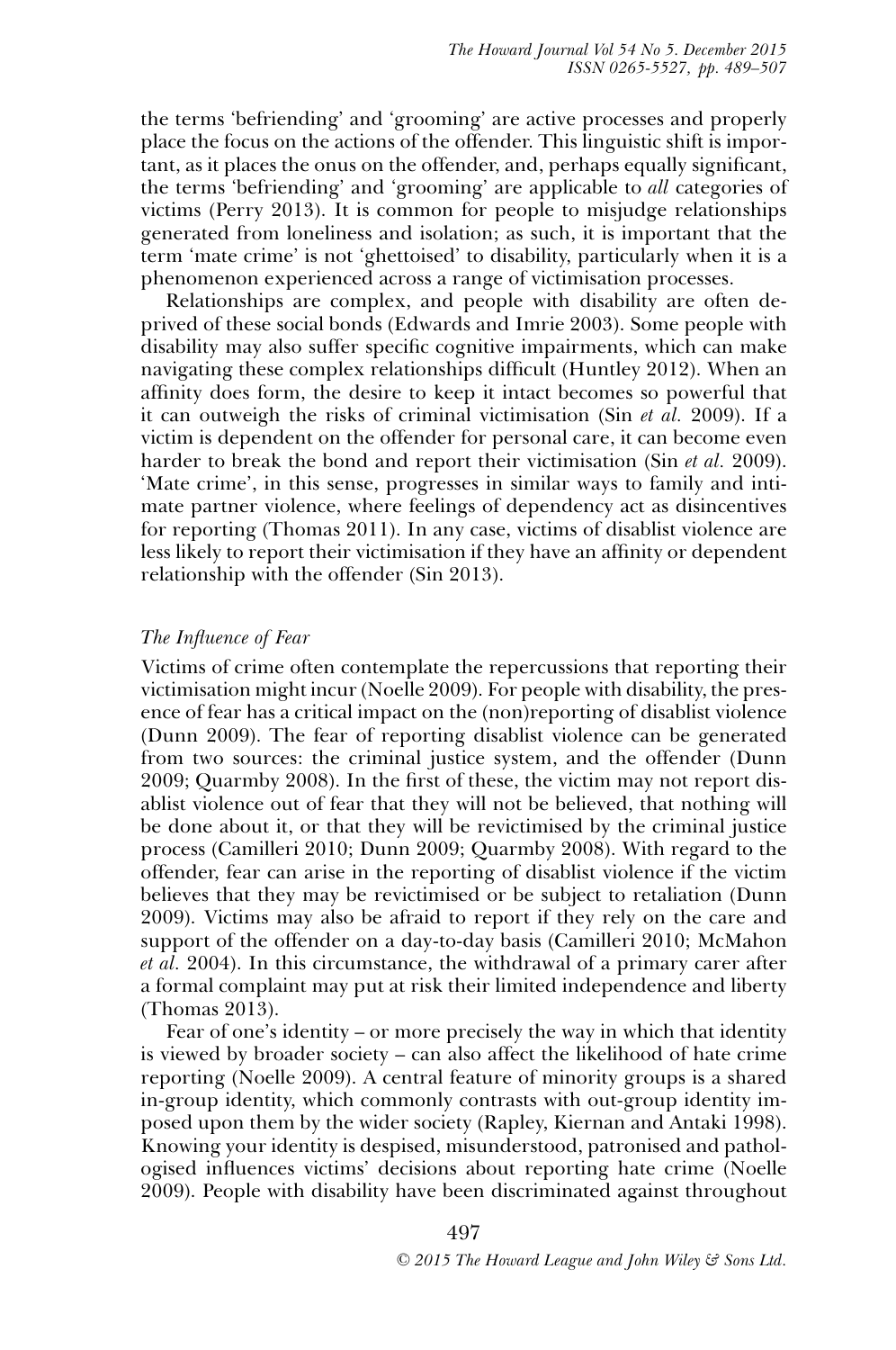the terms 'befriending' and 'grooming' are active processes and properly place the focus on the actions of the offender. This linguistic shift is important, as it places the onus on the offender, and, perhaps equally significant, the terms 'befriending' and 'grooming' are applicable to *all* categories of victims (Perry 2013). It is common for people to misjudge relationships generated from loneliness and isolation; as such, it is important that the term 'mate crime' is not 'ghettoised' to disability, particularly when it is a phenomenon experienced across a range of victimisation processes.

Relationships are complex, and people with disability are often deprived of these social bonds (Edwards and Imrie 2003). Some people with disability may also suffer specific cognitive impairments, which can make navigating these complex relationships difficult (Huntley 2012). When an affinity does form, the desire to keep it intact becomes so powerful that it can outweigh the risks of criminal victimisation (Sin *et al.* 2009). If a victim is dependent on the offender for personal care, it can become even harder to break the bond and report their victimisation (Sin *et al.* 2009). 'Mate crime', in this sense, progresses in similar ways to family and intimate partner violence, where feelings of dependency act as disincentives for reporting (Thomas 2011). In any case, victims of disablist violence are less likely to report their victimisation if they have an affinity or dependent relationship with the offender (Sin 2013).

### *The Influence of Fear*

Victims of crime often contemplate the repercussions that reporting their victimisation might incur (Noelle 2009). For people with disability, the presence of fear has a critical impact on the (non)reporting of disablist violence (Dunn 2009). The fear of reporting disablist violence can be generated from two sources: the criminal justice system, and the offender (Dunn 2009; Quarmby 2008). In the first of these, the victim may not report disablist violence out of fear that they will not be believed, that nothing will be done about it, or that they will be revictimised by the criminal justice process (Camilleri 2010; Dunn 2009; Quarmby 2008). With regard to the offender, fear can arise in the reporting of disablist violence if the victim believes that they may be revictimised or be subject to retaliation (Dunn 2009). Victims may also be afraid to report if they rely on the care and support of the offender on a day-to-day basis (Camilleri 2010; McMahon *et al.* 2004). In this circumstance, the withdrawal of a primary carer after a formal complaint may put at risk their limited independence and liberty (Thomas 2013).

Fear of one's identity – or more precisely the way in which that identity is viewed by broader society – can also affect the likelihood of hate crime reporting (Noelle 2009). A central feature of minority groups is a shared in-group identity, which commonly contrasts with out-group identity imposed upon them by the wider society (Rapley, Kiernan and Antaki 1998). Knowing your identity is despised, misunderstood, patronised and pathologised influences victims' decisions about reporting hate crime (Noelle 2009). People with disability have been discriminated against throughout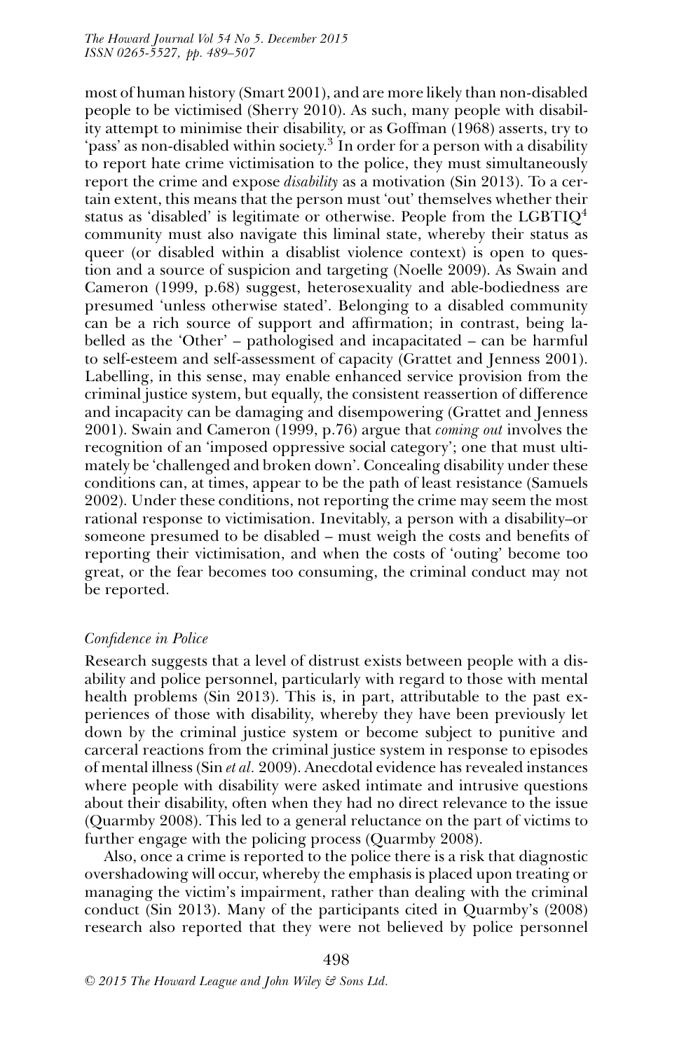most of human history (Smart 2001), and are more likely than non-disabled people to be victimised (Sherry 2010). As such, many people with disability attempt to minimise their disability, or as Goffman (1968) asserts, try to 'pass' as non-disabled within society.[3] In order for a person with a disability to report hate crime victimisation to the police, they must simultaneously report the crime and expose *disability* as a motivation (Sin 2013). To a certain extent, this means that the person must 'out' themselves whether their status as 'disabled' is legitimate or otherwise. People from the LGBTIQ[4] community must also navigate this liminal state, whereby their status as queer (or disabled within a disablist violence context) is open to question and a source of suspicion and targeting (Noelle 2009). As Swain and Cameron (1999, p.68) suggest, heterosexuality and able-bodiedness are presumed 'unless otherwise stated'. Belonging to a disabled community can be a rich source of support and affirmation; in contrast, being labelled as the 'Other' – pathologised and incapacitated – can be harmful to self-esteem and self-assessment of capacity (Grattet and Jenness 2001). Labelling, in this sense, may enable enhanced service provision from the criminal justice system, but equally, the consistent reassertion of difference and incapacity can be damaging and disempowering (Grattet and Jenness 2001). Swain and Cameron (1999, p.76) argue that *coming out* involves the recognition of an 'imposed oppressive social category'; one that must ultimately be 'challenged and broken down'. Concealing disability under these conditions can, at times, appear to be the path of least resistance (Samuels 2002). Under these conditions, not reporting the crime may seem the most rational response to victimisation. Inevitably, a person with a disability–or someone presumed to be disabled – must weigh the costs and benefits of reporting their victimisation, and when the costs of 'outing' become too great, or the fear becomes too consuming, the criminal conduct may not be reported.

### *Confidence in Police*

Research suggests that a level of distrust exists between people with a disability and police personnel, particularly with regard to those with mental health problems (Sin 2013). This is, in part, attributable to the past experiences of those with disability, whereby they have been previously let down by the criminal justice system or become subject to punitive and carceral reactions from the criminal justice system in response to episodes of mental illness (Sin *et al.* 2009). Anecdotal evidence has revealed instances where people with disability were asked intimate and intrusive questions about their disability, often when they had no direct relevance to the issue (Quarmby 2008). This led to a general reluctance on the part of victims to further engage with the policing process (Quarmby 2008).

Also, once a crime is reported to the police there is a risk that diagnostic overshadowing will occur, whereby the emphasis is placed upon treating or managing the victim's impairment, rather than dealing with the criminal conduct (Sin 2013). Many of the participants cited in Quarmby's (2008) research also reported that they were not believed by police personnel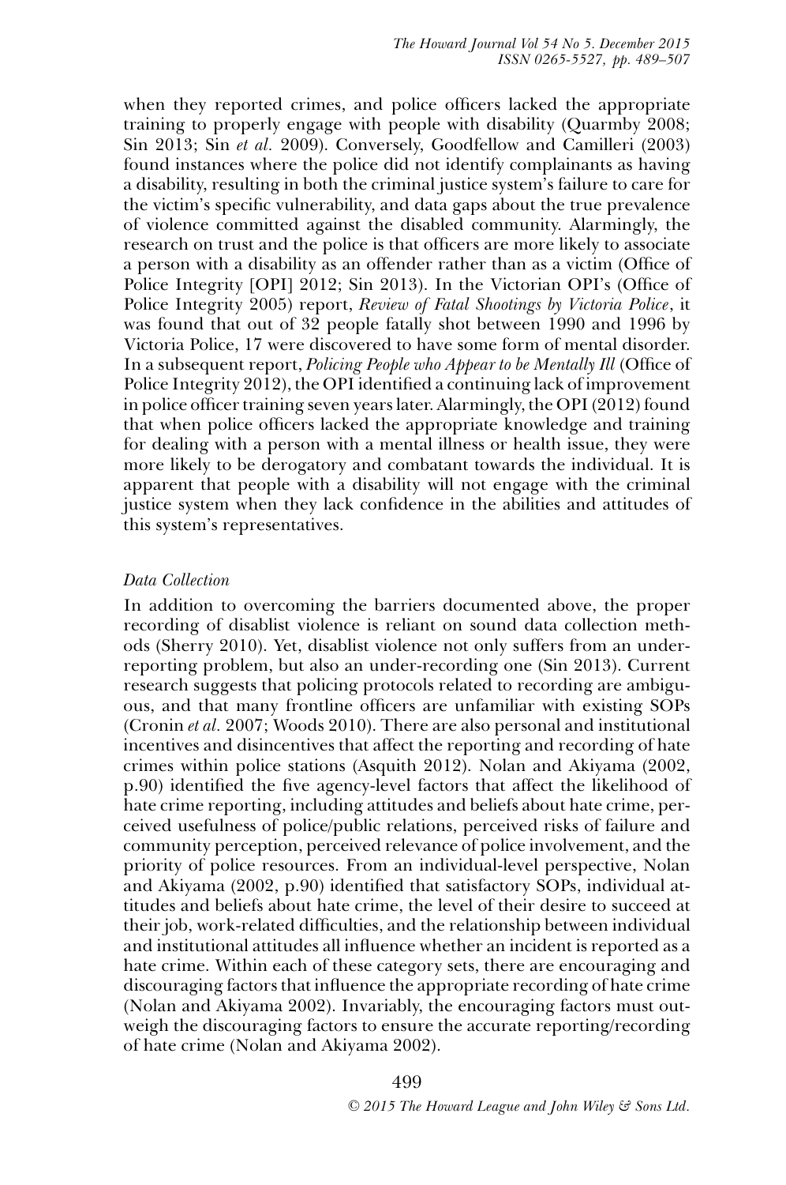when they reported crimes, and police officers lacked the appropriate training to properly engage with people with disability (Quarmby 2008; Sin 2013; Sin *et al.* 2009). Conversely, Goodfellow and Camilleri (2003) found instances where the police did not identify complainants as having a disability, resulting in both the criminal justice system's failure to care for the victim's specific vulnerability, and data gaps about the true prevalence of violence committed against the disabled community. Alarmingly, the research on trust and the police is that officers are more likely to associate a person with a disability as an offender rather than as a victim (Office of Police Integrity [OPI] 2012; Sin 2013). In the Victorian OPI's (Office of Police Integrity 2005) report, *Review of Fatal Shootings by Victoria Police*, it was found that out of 32 people fatally shot between 1990 and 1996 by Victoria Police, 17 were discovered to have some form of mental disorder. In a subsequent report, *Policing People who Appear to be Mentally Ill* (Office of Police Integrity 2012), the OPI identified a continuing lack of improvement in police officer training seven years later. Alarmingly, the OPI (2012) found that when police officers lacked the appropriate knowledge and training for dealing with a person with a mental illness or health issue, they were more likely to be derogatory and combatant towards the individual. It is apparent that people with a disability will not engage with the criminal justice system when they lack confidence in the abilities and attitudes of this system's representatives.

### *Data Collection*

In addition to overcoming the barriers documented above, the proper recording of disablist violence is reliant on sound data collection methods (Sherry 2010). Yet, disablist violence not only suffers from an under-reporting problem, but also an under-recording one (Sin 2013). Current research suggests that policing protocols related to recording are ambiguous, and that many frontline officers are unfamiliar with existing SOPs (Cronin *et al.* 2007; Woods 2010). There are also personal and institutional incentives and disincentives that affect the reporting and recording of hate crimes within police stations (Asquith 2012). Nolan and Akiyama (2002, p.90) identified the five agency-level factors that affect the likelihood of hate crime reporting, including attitudes and beliefs about hate crime, perceived usefulness of police/public relations, perceived risks of failure and community perception, perceived relevance of police involvement, and the priority of police resources. From an individual-level perspective, Nolan and Akiyama (2002, p.90) identified that satisfactory SOPs, individual attitudes and beliefs about hate crime, the level of their desire to succeed at their job, work-related difficulties, and the relationship between individual and institutional attitudes all influence whether an incident is reported as a hate crime. Within each of these category sets, there are encouraging and discouraging factors that influence the appropriate recording of hate crime (Nolan and Akiyama 2002). Invariably, the encouraging factors must outweigh the discouraging factors to ensure the accurate reporting/recording of hate crime (Nolan and Akiyama 2002).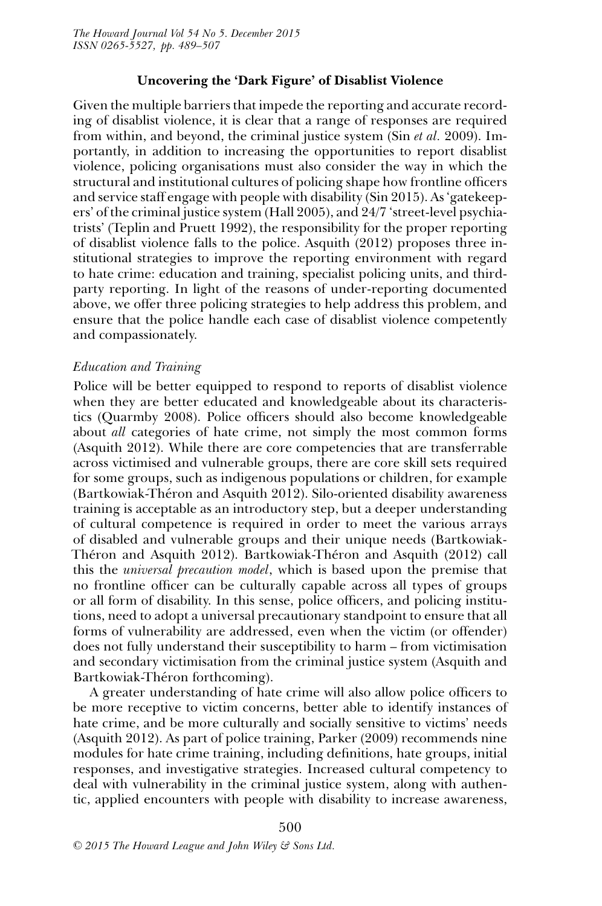## Uncovering the 'Dark Figure' of Disablist Violence

Given the multiple barriers that impede the reporting and accurate recording of disablist violence, it is clear that a range of responses are required from within, and beyond, the criminal justice system (Sin *et al.* 2009). Importantly, in addition to increasing the opportunities to report disablist violence, policing organisations must also consider the way in which the structural and institutional cultures of policing shape how frontline officers and service staff engage with people with disability (Sin 2015). As 'gatekeepers' of the criminal justice system (Hall 2005), and 24/7 'street-level psychiatrists' (Teplin and Pruett 1992), the responsibility for the proper reporting of disablist violence falls to the police. Asquith (2012) proposes three institutional strategies to improve the reporting environment with regard to hate crime: education and training, specialist policing units, and third-party reporting. In light of the reasons of under-reporting documented above, we offer three policing strategies to help address this problem, and ensure that the police handle each case of disablist violence competently and compassionately.

### *Education and Training*

Police will be better equipped to respond to reports of disablist violence when they are better educated and knowledgeable about its characteristics (Quarmby 2008). Police officers should also become knowledgeable about *all* categories of hate crime, not simply the most common forms (Asquith 2012). While there are core competencies that are transferrable across victimised and vulnerable groups, there are core skill sets required for some groups, such as indigenous populations or children, for example (Bartkowiak-Théron and Asquith 2012). Silo-oriented disability awareness training is acceptable as an introductory step, but a deeper understanding of cultural competence is required in order to meet the various arrays of disabled and vulnerable groups and their unique needs (Bartkowiak-Théron and Asquith 2012). Bartkowiak-Théron and Asquith (2012) call this the *universal precaution model*, which is based upon the premise that no frontline officer can be culturally capable across all types of groups or all form of disability. In this sense, police officers, and policing institutions, need to adopt a universal precautionary standpoint to ensure that all forms of vulnerability are addressed, even when the victim (or offender) does not fully understand their susceptibility to harm – from victimisation and secondary victimisation from the criminal justice system (Asquith and Bartkowiak-Théron forthcoming).

A greater understanding of hate crime will also allow police officers to be more receptive to victim concerns, better able to identify instances of hate crime, and be more culturally and socially sensitive to victims' needs (Asquith 2012). As part of police training, Parker (2009) recommends nine modules for hate crime training, including definitions, hate groups, initial responses, and investigative strategies. Increased cultural competency to deal with vulnerability in the criminal justice system, along with authentic, applied encounters with people with disability to increase awareness,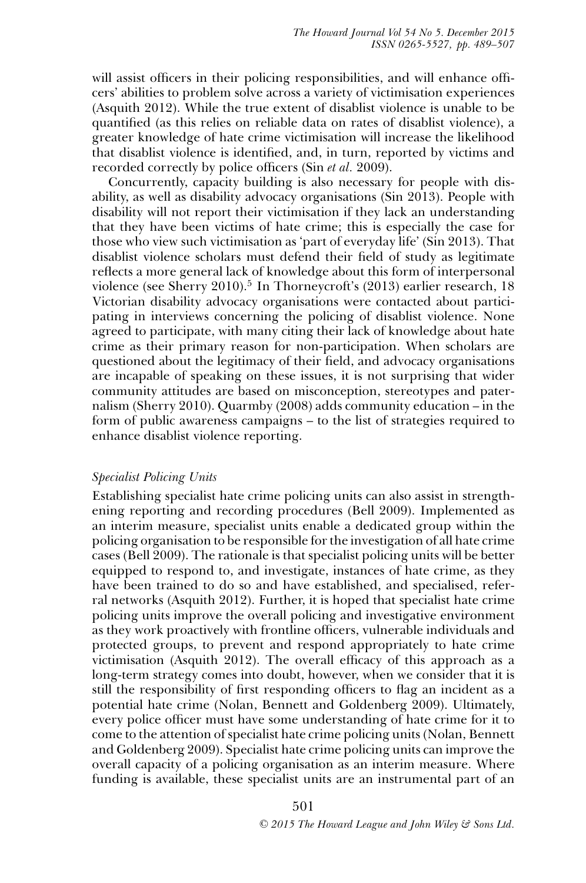will assist officers in their policing responsibilities, and will enhance officers' abilities to problem solve across a variety of victimisation experiences (Asquith 2012). While the true extent of disablist violence is unable to be quantified (as this relies on reliable data on rates of disablist violence), a greater knowledge of hate crime victimisation will increase the likelihood that disablist violence is identified, and, in turn, reported by victims and recorded correctly by police officers (Sin *et al.* 2009).

Concurrently, capacity building is also necessary for people with disability, as well as disability advocacy organisations (Sin 2013). People with disability will not report their victimisation if they lack an understanding that they have been victims of hate crime; this is especially the case for those who view such victimisation as 'part of everyday life' (Sin 2013). That disablist violence scholars must defend their field of study as legitimate reflects a more general lack of knowledge about this form of interpersonal violence (see Sherry 2010).[5] In Thorneycroft's (2013) earlier research, 18 Victorian disability advocacy organisations were contacted about participating in interviews concerning the policing of disablist violence. None agreed to participate, with many citing their lack of knowledge about hate crime as their primary reason for non-participation. When scholars are questioned about the legitimacy of their field, and advocacy organisations are incapable of speaking on these issues, it is not surprising that wider community attitudes are based on misconception, stereotypes and paternalism (Sherry 2010). Quarmby (2008) adds community education – in the form of public awareness campaigns – to the list of strategies required to enhance disablist violence reporting.

### *Specialist Policing Units*

Establishing specialist hate crime policing units can also assist in strengthening reporting and recording procedures (Bell 2009). Implemented as an interim measure, specialist units enable a dedicated group within the policing organisation to be responsible for the investigation of all hate crime cases (Bell 2009). The rationale is that specialist policing units will be better equipped to respond to, and investigate, instances of hate crime, as they have been trained to do so and have established, and specialised, referral networks (Asquith 2012). Further, it is hoped that specialist hate crime policing units improve the overall policing and investigative environment as they work proactively with frontline officers, vulnerable individuals and protected groups, to prevent and respond appropriately to hate crime victimisation (Asquith 2012). The overall efficacy of this approach as a long-term strategy comes into doubt, however, when we consider that it is still the responsibility of first responding officers to flag an incident as a potential hate crime (Nolan, Bennett and Goldenberg 2009). Ultimately, every police officer must have some understanding of hate crime for it to come to the attention of specialist hate crime policing units (Nolan, Bennett and Goldenberg 2009). Specialist hate crime policing units can improve the overall capacity of a policing organisation as an interim measure. Where funding is available, these specialist units are an instrumental part of an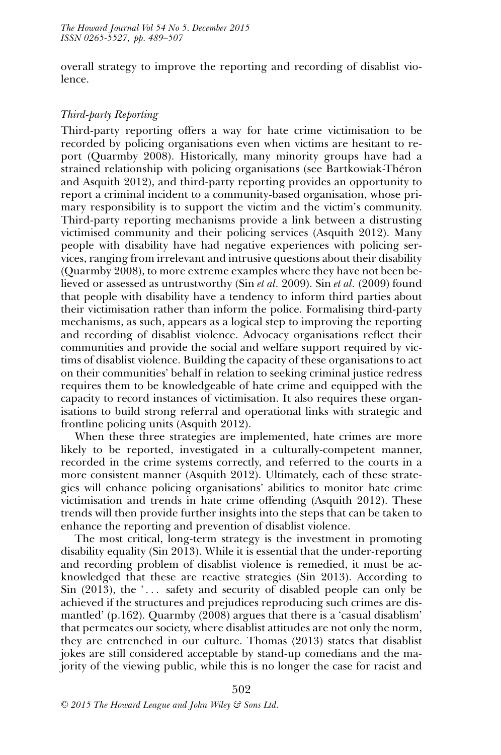overall strategy to improve the reporting and recording of disablist violence.

### *Third-party Reporting*

Third-party reporting offers a way for hate crime victimisation to be recorded by policing organisations even when victims are hesitant to report (Quarmby 2008). Historically, many minority groups have had a strained relationship with policing organisations (see Bartkowiak-Théron and Asquith 2012), and third-party reporting provides an opportunity to report a criminal incident to a community-based organisation, whose primary responsibility is to support the victim and the victim's community. Third-party reporting mechanisms provide a link between a distrusting victimised community and their policing services (Asquith 2012). Many people with disability have had negative experiences with policing services, ranging from irrelevant and intrusive questions about their disability (Quarmby 2008), to more extreme examples where they have not been believed or assessed as untrustworthy (Sin *et al.* 2009). Sin *et al.* (2009) found that people with disability have a tendency to inform third parties about their victimisation rather than inform the police. Formalising third-party mechanisms, as such, appears as a logical step to improving the reporting and recording of disablist violence. Advocacy organisations reflect their communities and provide the social and welfare support required by victims of disablist violence. Building the capacity of these organisations to act on their communities' behalf in relation to seeking criminal justice redress requires them to be knowledgeable of hate crime and equipped with the capacity to record instances of victimisation. It also requires these organisations to build strong referral and operational links with strategic and frontline policing units (Asquith 2012).

When these three strategies are implemented, hate crimes are more likely to be reported, investigated in a culturally-competent manner, recorded in the crime systems correctly, and referred to the courts in a more consistent manner (Asquith 2012). Ultimately, each of these strategies will enhance policing organisations' abilities to monitor hate crime victimisation and trends in hate crime offending (Asquith 2012). These trends will then provide further insights into the steps that can be taken to enhance the reporting and prevention of disablist violence.

The most critical, long-term strategy is the investment in promoting disability equality (Sin 2013). While it is essential that the under-reporting and recording problem of disablist violence is remedied, it must be acknowledged that these are reactive strategies (Sin 2013). According to Sin (2013), the '... safety and security of disabled people can only be achieved if the structures and prejudices reproducing such crimes are dismantled' (p.162). Quarmby (2008) argues that there is a 'casual disablism' that permeates our society, where disablist attitudes are not only the norm, they are entrenched in our culture. Thomas (2013) states that disablist jokes are still considered acceptable by stand-up comedians and the majority of the viewing public, while this is no longer the case for racist and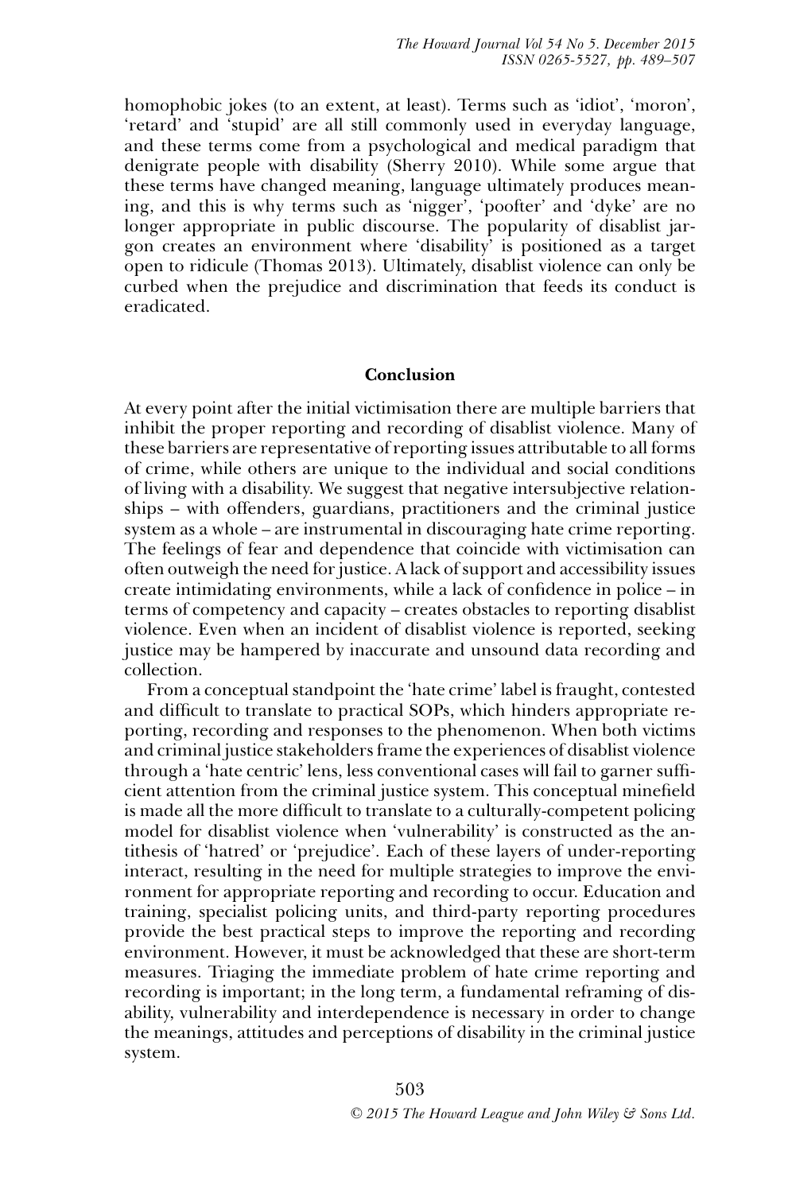homophobic jokes (to an extent, at least). Terms such as 'idiot', 'moron', 'retard' and 'stupid' are all still commonly used in everyday language, and these terms come from a psychological and medical paradigm that denigrate people with disability (Sherry 2010). While some argue that these terms have changed meaning, language ultimately produces meaning, and this is why terms such as 'nigger', 'poofter' and 'dyke' are no longer appropriate in public discourse. The popularity of disablist jargon creates an environment where 'disability' is positioned as a target open to ridicule (Thomas 2013). Ultimately, disablist violence can only be curbed when the prejudice and discrimination that feeds its conduct is eradicated.

## Conclusion

At every point after the initial victimisation there are multiple barriers that inhibit the proper reporting and recording of disablist violence. Many of these barriers are representative of reporting issues attributable to all forms of crime, while others are unique to the individual and social conditions of living with a disability. We suggest that negative intersubjective relationships – with offenders, guardians, practitioners and the criminal justice system as a whole – are instrumental in discouraging hate crime reporting. The feelings of fear and dependence that coincide with victimisation can often outweigh the need for justice. A lack of support and accessibility issues create intimidating environments, while a lack of confidence in police – in terms of competency and capacity – creates obstacles to reporting disablist violence. Even when an incident of disablist violence is reported, seeking justice may be hampered by inaccurate and unsound data recording and collection.

From a conceptual standpoint the 'hate crime' label is fraught, contested and difficult to translate to practical SOPs, which hinders appropriate reporting, recording and responses to the phenomenon. When both victims and criminal justice stakeholders frame the experiences of disablist violence through a 'hate centric' lens, less conventional cases will fail to garner sufficient attention from the criminal justice system. This conceptual minefield is made all the more difficult to translate to a culturally-competent policing model for disablist violence when 'vulnerability' is constructed as the antithesis of 'hatred' or 'prejudice'. Each of these layers of under-reporting interact, resulting in the need for multiple strategies to improve the environment for appropriate reporting and recording to occur. Education and training, specialist policing units, and third-party reporting procedures provide the best practical steps to improve the reporting and recording environment. However, it must be acknowledged that these are short-term measures. Triaging the immediate problem of hate crime reporting and recording is important; in the long term, a fundamental reframing of disability, vulnerability and interdependence is necessary in order to change the meanings, attitudes and perceptions of disability in the criminal justice system.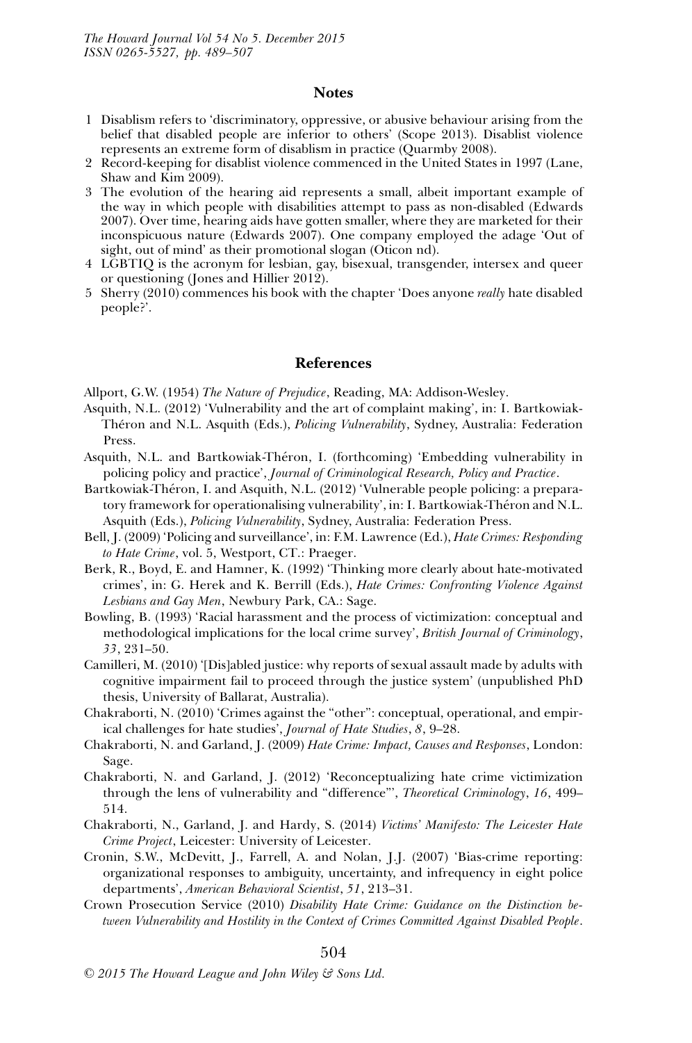## Notes

1. Disablism refers to 'discriminatory, oppressive, or abusive behaviour arising from the belief that disabled people are inferior to others' (Scope 2013). Disablist violence represents an extreme form of disablism in practice (Quarmby 2008).
2. Record-keeping for disablist violence commenced in the United States in 1997 (Lane, Shaw and Kim 2009).
3. The evolution of the hearing aid represents a small, albeit important example of the way in which people with disabilities attempt to pass as non-disabled (Edwards 2007). Over time, hearing aids have gotten smaller, where they are marketed for their inconspicuous nature (Edwards 2007). One company employed the adage 'Out of sight, out of mind' as their promotional slogan (Oticon nd).
4. LGBTIQ is the acronym for lesbian, gay, bisexual, transgender, intersex and queer or questioning (Jones and Hillier 2012).
5. Sherry (2010) commences his book with the chapter 'Does anyone *really* hate disabled people?'.

## References

Allport, G.W. (1954) *The Nature of Prejudice*, Reading, MA: Addison-Wesley.

Asquith, N.L. (2012) 'Vulnerability and the art of complaint making', in: I. Bartkowiak-Théron and N.L. Asquith (Eds.), *Policing Vulnerability*, Sydney, Australia: Federation Press.

Asquith, N.L. and Bartkowiak-Théron, I. (forthcoming) 'Embedding vulnerability in policing policy and practice', *Journal of Criminological Research, Policy and Practice*.

Bartkowiak-Théron, I. and Asquith, N.L. (2012) 'Vulnerable people policing: a preparatory framework for operationalising vulnerability', in: I. Bartkowiak-Théron and N.L. Asquith (Eds.), *Policing Vulnerability*, Sydney, Australia: Federation Press.

Bell, J. (2009) 'Policing and surveillance', in: F.M. Lawrence (Ed.), *Hate Crimes: Responding to Hate Crime*, vol. 5, Westport, CT.: Praeger.

Berk, R., Boyd, E. and Hamner, K. (1992) 'Thinking more clearly about hate-motivated crimes', in: G. Herek and K. Berrill (Eds.), *Hate Crimes: Confronting Violence Against Lesbians and Gay Men*, Newbury Park, CA.: Sage.

Bowling, B. (1993) 'Racial harassment and the process of victimization: conceptual and methodological implications for the local crime survey', *British Journal of Criminology*, *33*, 231–50.

Camilleri, M. (2010) '[Dis]abled justice: why reports of sexual assault made by adults with cognitive impairment fail to proceed through the justice system' (unpublished PhD thesis, University of Ballarat, Australia).

Chakraborti, N. (2010) 'Crimes against the "other": conceptual, operational, and empirical challenges for hate studies', *Journal of Hate Studies*, *8*, 9–28.

Chakraborti, N. and Garland, J. (2009) *Hate Crime: Impact, Causes and Responses*, London: Sage.

Chakraborti, N. and Garland, J. (2012) 'Reconceptualizing hate crime victimization through the lens of vulnerability and "difference"', *Theoretical Criminology*, *16*, 499–514.

Chakraborti, N., Garland, J. and Hardy, S. (2014) *Victims' Manifesto: The Leicester Hate Crime Project*, Leicester: University of Leicester.

Cronin, S.W., McDevitt, J., Farrell, A. and Nolan, J.J. (2007) 'Bias-crime reporting: organizational responses to ambiguity, uncertainty, and infrequency in eight police departments', *American Behavioral Scientist*, *51*, 213–31.

Crown Prosecution Service (2010) *Disability Hate Crime: Guidance on the Distinction between Vulnerability and Hostility in the Context of Crimes Committed Against Disabled People*.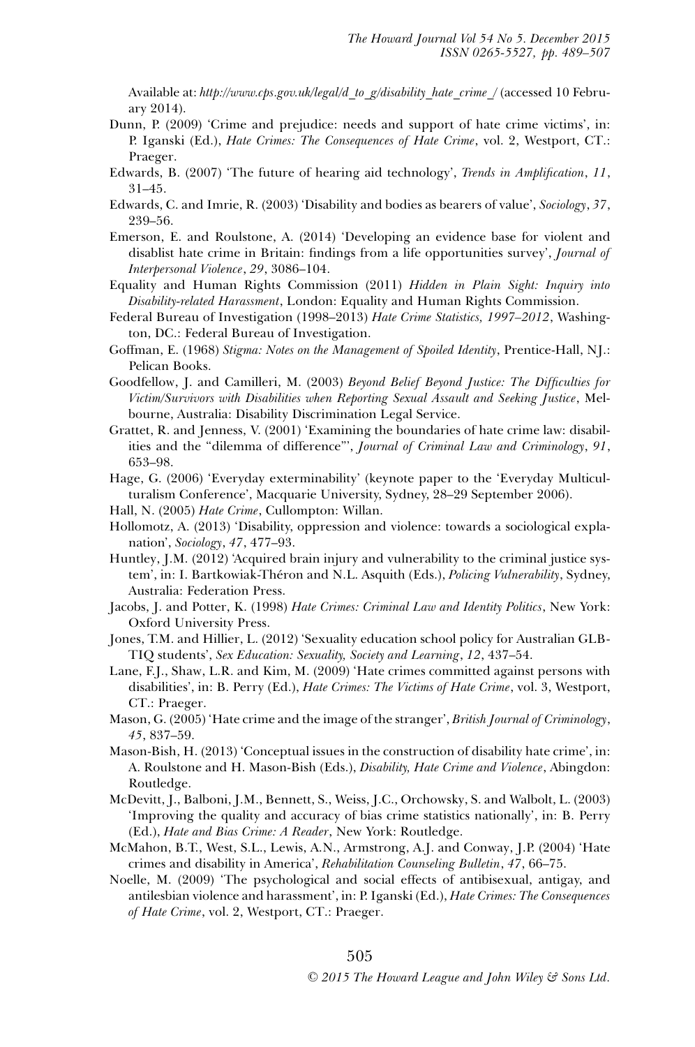Available at: *http://www.cps.gov.uk/legal/d_to_g/disability_hate_crime_/* (accessed 10 February 2014).

Dunn, P. (2009) 'Crime and prejudice: needs and support of hate crime victims', in: P. Iganski (Ed.), *Hate Crimes: The Consequences of Hate Crime*, vol. 2, Westport, CT.: Praeger.

Edwards, B. (2007) 'The future of hearing aid technology', *Trends in Amplification*, *11*, 31–45.

Edwards, C. and Imrie, R. (2003) 'Disability and bodies as bearers of value', *Sociology*, *37*, 239–56.

Emerson, E. and Roulstone, A. (2014) 'Developing an evidence base for violent and disablist hate crime in Britain: findings from a life opportunities survey', *Journal of Interpersonal Violence*, *29*, 3086–104.

Equality and Human Rights Commission (2011) *Hidden in Plain Sight: Inquiry into Disability-related Harassment*, London: Equality and Human Rights Commission.

Federal Bureau of Investigation (1998–2013) *Hate Crime Statistics, 1997–2012*, Washington, DC.: Federal Bureau of Investigation.

Goffman, E. (1968) *Stigma: Notes on the Management of Spoiled Identity*, Prentice-Hall, NJ.: Pelican Books.

Goodfellow, J. and Camilleri, M. (2003) *Beyond Belief Beyond Justice: The Difficulties for Victim/Survivors with Disabilities when Reporting Sexual Assault and Seeking Justice*, Melbourne, Australia: Disability Discrimination Legal Service.

Grattet, R. and Jenness, V. (2001) 'Examining the boundaries of hate crime law: disabilities and the "dilemma of difference"', *Journal of Criminal Law and Criminology*, *91*, 653–98.

Hage, G. (2006) 'Everyday exterminability' (keynote paper to the 'Everyday Multiculturalism Conference', Macquarie University, Sydney, 28–29 September 2006).

Hall, N. (2005) *Hate Crime*, Cullompton: Willan.

Hollomotz, A. (2013) 'Disability, oppression and violence: towards a sociological explanation', *Sociology*, *47*, 477–93.

Huntley, J.M. (2012) 'Acquired brain injury and vulnerability to the criminal justice system', in: I. Bartkowiak-Théron and N.L. Asquith (Eds.), *Policing Vulnerability*, Sydney, Australia: Federation Press.

Jacobs, J. and Potter, K. (1998) *Hate Crimes: Criminal Law and Identity Politics*, New York: Oxford University Press.

Jones, T.M. and Hillier, L. (2012) 'Sexuality education school policy for Australian GLBTIQ students', *Sex Education: Sexuality, Society and Learning*, *12*, 437–54.

Lane, F.J., Shaw, L.R. and Kim, M. (2009) 'Hate crimes committed against persons with disabilities', in: B. Perry (Ed.), *Hate Crimes: The Victims of Hate Crime*, vol. 3, Westport, CT.: Praeger.

Mason, G. (2005) 'Hate crime and the image of the stranger', *British Journal of Criminology*, *45*, 837–59.

Mason-Bish, H. (2013) 'Conceptual issues in the construction of disability hate crime', in: A. Roulstone and H. Mason-Bish (Eds.), *Disability, Hate Crime and Violence*, Abingdon: Routledge.

McDevitt, J., Balboni, J.M., Bennett, S., Weiss, J.C., Orchowsky, S. and Walbolt, L. (2003) 'Improving the quality and accuracy of bias crime statistics nationally', in: B. Perry (Ed.), *Hate and Bias Crime: A Reader*, New York: Routledge.

McMahon, B.T., West, S.L., Lewis, A.N., Armstrong, A.J. and Conway, J.P. (2004) 'Hate crimes and disability in America', *Rehabilitation Counseling Bulletin*, *47*, 66–75.

Noelle, M. (2009) 'The psychological and social effects of antibisexual, antigay, and antilesbian violence and harassment', in: P. Iganski (Ed.), *Hate Crimes: The Consequences of Hate Crime*, vol. 2, Westport, CT.: Praeger.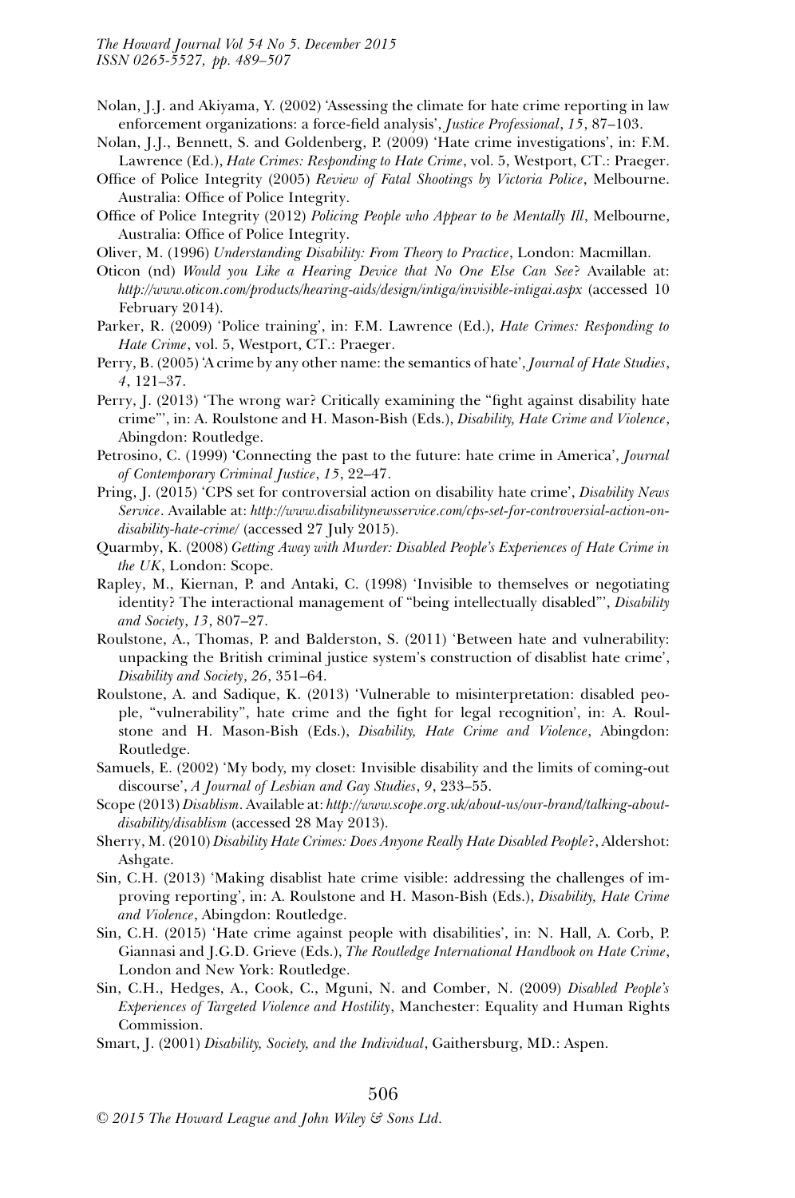Nolan, J.J. and Akiyama, Y. (2002) 'Assessing the climate for hate crime reporting in law enforcement organizations: a force-field analysis', *Justice Professional*, *15*, 87–103.

Nolan, J.J., Bennett, S. and Goldenberg, P. (2009) 'Hate crime investigations', in: F.M. Lawrence (Ed.), *Hate Crimes: Responding to Hate Crime*, vol. 5, Westport, CT.: Praeger.

Office of Police Integrity (2005) *Review of Fatal Shootings by Victoria Police*, Melbourne. Australia: Office of Police Integrity.

Office of Police Integrity (2012) *Policing People who Appear to be Mentally Ill*, Melbourne, Australia: Office of Police Integrity.

Oliver, M. (1996) *Understanding Disability: From Theory to Practice*, London: Macmillan.

Oticon (nd) *Would you Like a Hearing Device that No One Else Can See*? Available at: *http://www.oticon.com/products/hearing-aids/design/intiga/invisible-intigai.aspx* (accessed 10 February 2014).

Parker, R. (2009) 'Police training', in: F.M. Lawrence (Ed.), *Hate Crimes: Responding to Hate Crime*, vol. 5, Westport, CT.: Praeger.

Perry, B. (2005) 'A crime by any other name: the semantics of hate', *Journal of Hate Studies*, *4*, 121–37.

Perry, J. (2013) 'The wrong war? Critically examining the "fight against disability hate crime"', in: A. Roulstone and H. Mason-Bish (Eds.), *Disability, Hate Crime and Violence*, Abingdon: Routledge.

Petrosino, C. (1999) 'Connecting the past to the future: hate crime in America', *Journal of Contemporary Criminal Justice*, *15*, 22–47.

Pring, J. (2015) 'CPS set for controversial action on disability hate crime', *Disability News Service*. Available at: *http://www.disabilitynewsservice.com/cps-set-for-controversial-action-on-disability-hate-crime/* (accessed 27 July 2015).

Quarmby, K. (2008) *Getting Away with Murder: Disabled People's Experiences of Hate Crime in the UK*, London: Scope.

Rapley, M., Kiernan, P. and Antaki, C. (1998) 'Invisible to themselves or negotiating identity? The interactional management of "being intellectually disabled"', *Disability and Society*, *13*, 807–27.

Roulstone, A., Thomas, P. and Balderston, S. (2011) 'Between hate and vulnerability: unpacking the British criminal justice system's construction of disablist hate crime', *Disability and Society*, *26*, 351–64.

Roulstone, A. and Sadique, K. (2013) 'Vulnerable to misinterpretation: disabled people, "vulnerability", hate crime and the fight for legal recognition', in: A. Roulstone and H. Mason-Bish (Eds.), *Disability, Hate Crime and Violence*, Abingdon: Routledge.

Samuels, E. (2002) 'My body, my closet: Invisible disability and the limits of coming-out discourse', *A Journal of Lesbian and Gay Studies*, *9*, 233–55.

Scope (2013) *Disablism*. Available at: *http://www.scope.org.uk/about-us/our-brand/talking-about-disability/disablism* (accessed 28 May 2013).

Sherry, M. (2010) *Disability Hate Crimes: Does Anyone Really Hate Disabled People*?, Aldershot: Ashgate.

Sin, C.H. (2013) 'Making disablist hate crime visible: addressing the challenges of improving reporting', in: A. Roulstone and H. Mason-Bish (Eds.), *Disability, Hate Crime and Violence*, Abingdon: Routledge.

Sin, C.H. (2015) 'Hate crime against people with disabilities', in: N. Hall, A. Corb, P. Giannasi and J.G.D. Grieve (Eds.), *The Routledge International Handbook on Hate Crime*, London and New York: Routledge.

Sin, C.H., Hedges, A., Cook, C., Mguni, N. and Comber, N. (2009) *Disabled People's Experiences of Targeted Violence and Hostility*, Manchester: Equality and Human Rights Commission.

Smart, J. (2001) *Disability, Society, and the Individual*, Gaithersburg, MD.: Aspen.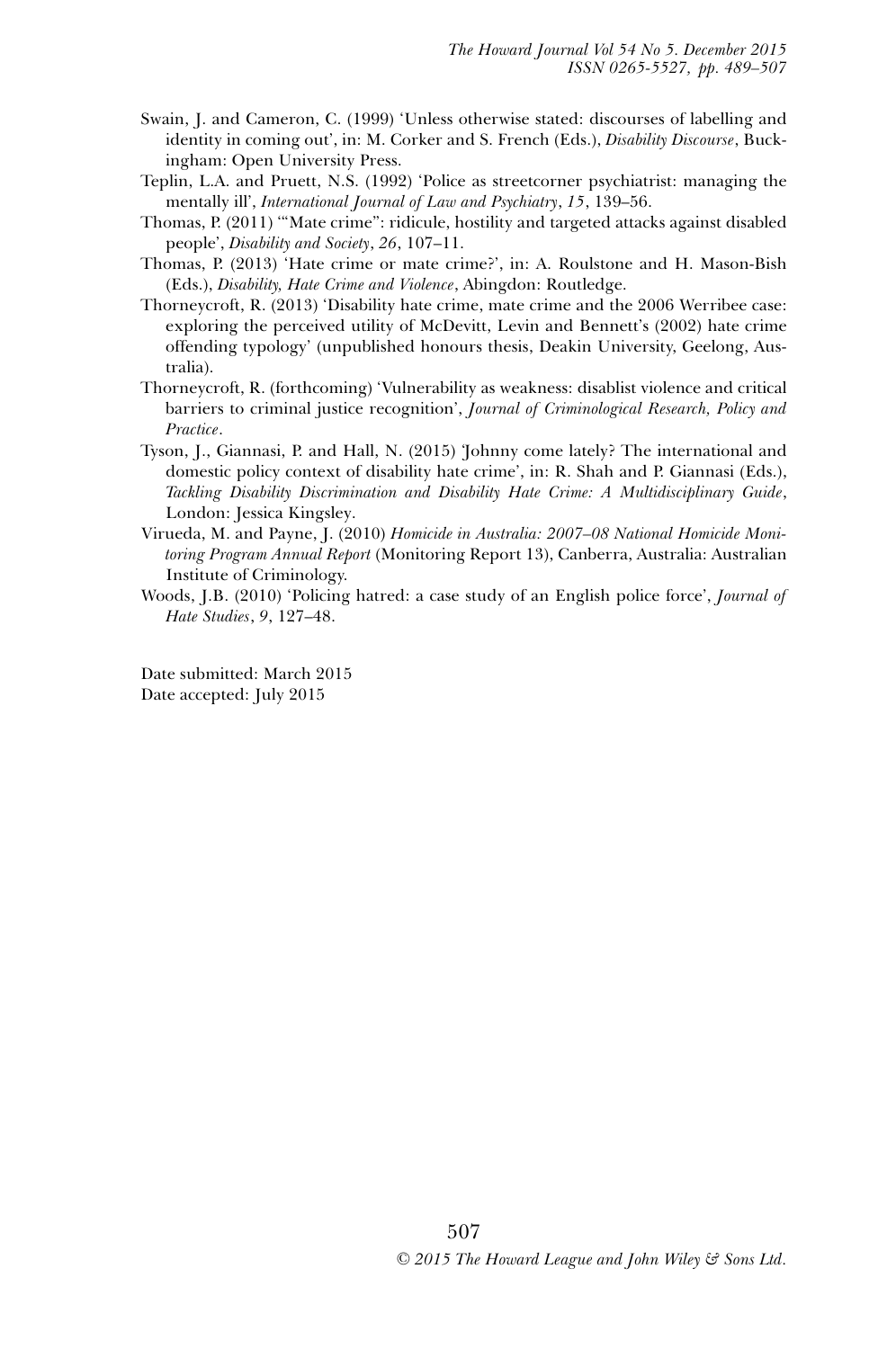Swain, J. and Cameron, C. (1999) 'Unless otherwise stated: discourses of labelling and identity in coming out', in: M. Corker and S. French (Eds.), *Disability Discourse*, Buckingham: Open University Press.

Teplin, L.A. and Pruett, N.S. (1992) 'Police as streetcorner psychiatrist: managing the mentally ill', *International Journal of Law and Psychiatry*, *15*, 139–56.

Thomas, P. (2011) '"Mate crime": ridicule, hostility and targeted attacks against disabled people', *Disability and Society*, *26*, 107–11.

Thomas, P. (2013) 'Hate crime or mate crime?', in: A. Roulstone and H. Mason-Bish (Eds.), *Disability, Hate Crime and Violence*, Abingdon: Routledge.

Thorneycroft, R. (2013) 'Disability hate crime, mate crime and the 2006 Werribee case: exploring the perceived utility of McDevitt, Levin and Bennett's (2002) hate crime offending typology' (unpublished honours thesis, Deakin University, Geelong, Australia).

Thorneycroft, R. (forthcoming) 'Vulnerability as weakness: disablist violence and critical barriers to criminal justice recognition', *Journal of Criminological Research, Policy and Practice*.

Tyson, J., Giannasi, P. and Hall, N. (2015) 'Johnny come lately? The international and domestic policy context of disability hate crime', in: R. Shah and P. Giannasi (Eds.), *Tackling Disability Discrimination and Disability Hate Crime: A Multidisciplinary Guide*, London: Jessica Kingsley.

Virueda, M. and Payne, J. (2010) *Homicide in Australia: 2007–08 National Homicide Monitoring Program Annual Report* (Monitoring Report 13), Canberra, Australia: Australian Institute of Criminology.

Woods, J.B. (2010) 'Policing hatred: a case study of an English police force', *Journal of Hate Studies*, *9*, 127–48.

Date submitted: March 2015
Date accepted: July 2015